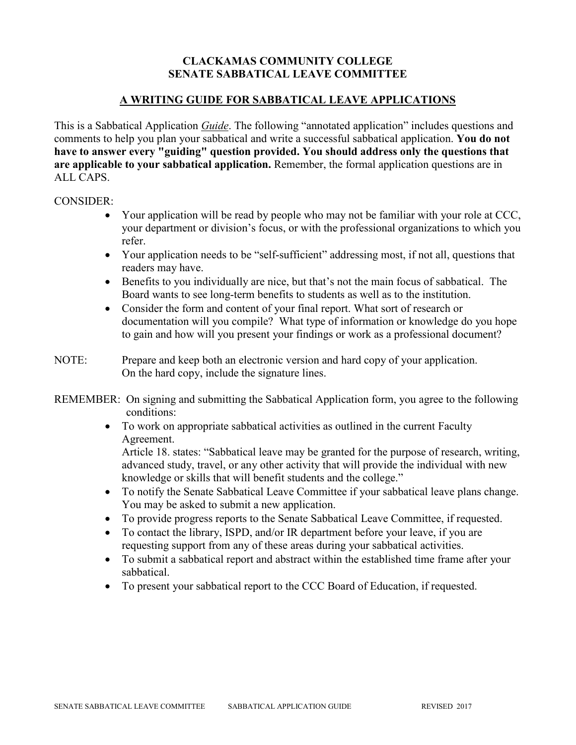# CLACKAMAS COMMUNITY COLLEGE
# SENATE SABBATICAL LEAVE COMMITTEE

## A WRITING GUIDE FOR SABBATICAL LEAVE APPLICATIONS

This is a Sabbatical Application *Guide*. The following "annotated application" includes questions and comments to help you plan your sabbatical and write a successful sabbatical application. **You do not have to answer every "guiding" question provided. You should address only the questions that are applicable to your sabbatical application.** Remember, the formal application questions are in ALL CAPS.

CONSIDER:

- Your application will be read by people who may not be familiar with your role at CCC, your department or division's focus, or with the professional organizations to which you refer.
- Your application needs to be "self-sufficient" addressing most, if not all, questions that readers may have.
- Benefits to you individually are nice, but that's not the main focus of sabbatical. The Board wants to see long-term benefits to students as well as to the institution.
- Consider the form and content of your final report. What sort of research or documentation will you compile? What type of information or knowledge do you hope to gain and how will you present your findings or work as a professional document?

NOTE: Prepare and keep both an electronic version and hard copy of your application. On the hard copy, include the signature lines.

REMEMBER: On signing and submitting the Sabbatical Application form, you agree to the following conditions:

- To work on appropriate sabbatical activities as outlined in the current Faculty Agreement.
  Article 18. states: "Sabbatical leave may be granted for the purpose of research, writing, advanced study, travel, or any other activity that will provide the individual with new knowledge or skills that will benefit students and the college."
- To notify the Senate Sabbatical Leave Committee if your sabbatical leave plans change. You may be asked to submit a new application.
- To provide progress reports to the Senate Sabbatical Leave Committee, if requested.
- To contact the library, ISPD, and/or IR department before your leave, if you are requesting support from any of these areas during your sabbatical activities.
- To submit a sabbatical report and abstract within the established time frame after your sabbatical.
- To present your sabbatical report to the CCC Board of Education, if requested.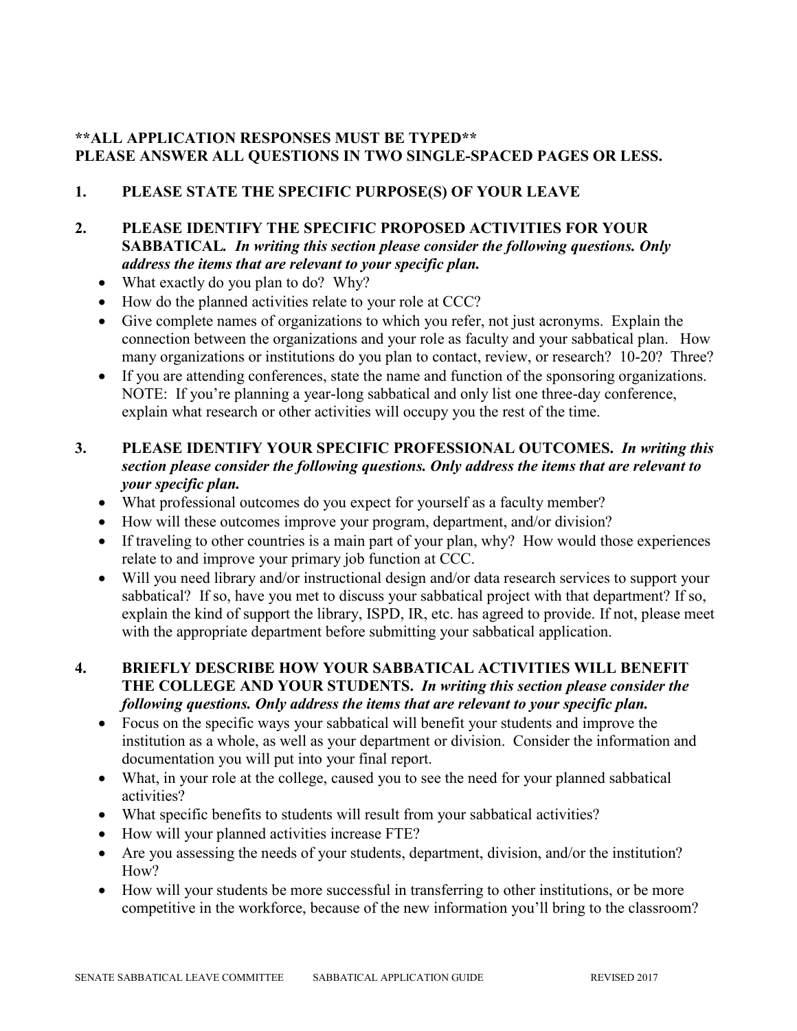**\*\*ALL APPLICATION RESPONSES MUST BE TYPED\*\***
**PLEASE ANSWER ALL QUESTIONS IN TWO SINGLE-SPACED PAGES OR LESS.**

**1. PLEASE STATE THE SPECIFIC PURPOSE(S) OF YOUR LEAVE**

**2. PLEASE IDENTIFY THE SPECIFIC PROPOSED ACTIVITIES FOR YOUR SABBATICAL.** ***In writing this section please consider the following questions. Only address the items that are relevant to your specific plan.***

- What exactly do you plan to do? Why?
- How do the planned activities relate to your role at CCC?
- Give complete names of organizations to which you refer, not just acronyms. Explain the connection between the organizations and your role as faculty and your sabbatical plan. How many organizations or institutions do you plan to contact, review, or research? 10-20? Three?
- If you are attending conferences, state the name and function of the sponsoring organizations. NOTE: If you're planning a year-long sabbatical and only list one three-day conference, explain what research or other activities will occupy you the rest of the time.

**3. PLEASE IDENTIFY YOUR SPECIFIC PROFESSIONAL OUTCOMES.** ***In writing this section please consider the following questions. Only address the items that are relevant to your specific plan.***

- What professional outcomes do you expect for yourself as a faculty member?
- How will these outcomes improve your program, department, and/or division?
- If traveling to other countries is a main part of your plan, why? How would those experiences relate to and improve your primary job function at CCC.
- Will you need library and/or instructional design and/or data research services to support your sabbatical? If so, have you met to discuss your sabbatical project with that department? If so, explain the kind of support the library, ISPD, IR, etc. has agreed to provide. If not, please meet with the appropriate department before submitting your sabbatical application.

**4. BRIEFLY DESCRIBE HOW YOUR SABBATICAL ACTIVITIES WILL BENEFIT THE COLLEGE AND YOUR STUDENTS.** ***In writing this section please consider the following questions. Only address the items that are relevant to your specific plan.***

- Focus on the specific ways your sabbatical will benefit your students and improve the institution as a whole, as well as your department or division. Consider the information and documentation you will put into your final report.
- What, in your role at the college, caused you to see the need for your planned sabbatical activities?
- What specific benefits to students will result from your sabbatical activities?
- How will your planned activities increase FTE?
- Are you assessing the needs of your students, department, division, and/or the institution? How?
- How will your students be more successful in transferring to other institutions, or be more competitive in the workforce, because of the new information you'll bring to the classroom?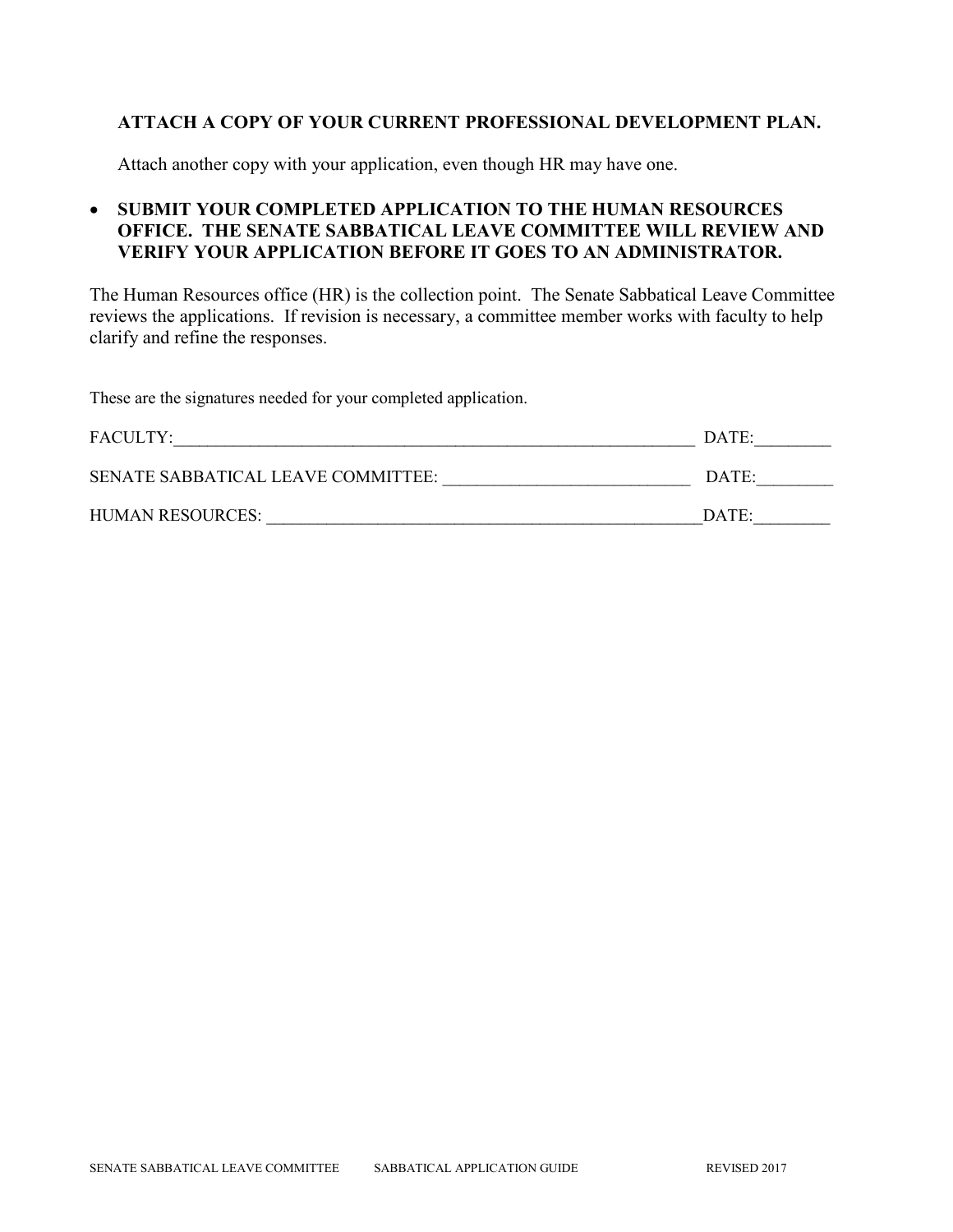**ATTACH A COPY OF YOUR CURRENT PROFESSIONAL DEVELOPMENT PLAN.**

Attach another copy with your application, even though HR may have one.

- **SUBMIT YOUR COMPLETED APPLICATION TO THE HUMAN RESOURCES OFFICE. THE SENATE SABBATICAL LEAVE COMMITTEE WILL REVIEW AND VERIFY YOUR APPLICATION BEFORE IT GOES TO AN ADMINISTRATOR.**

The Human Resources office (HR) is the collection point. The Senate Sabbatical Leave Committee reviews the applications. If revision is necessary, a committee member works with faculty to help clarify and refine the responses.

These are the signatures needed for your completed application.

FACULTY:_______________________________________________________________ DATE:_________

SENATE SABBATICAL LEAVE COMMITTEE: ____________________________ DATE:_________

HUMAN RESOURCES: ____________________________________________________DATE:_________